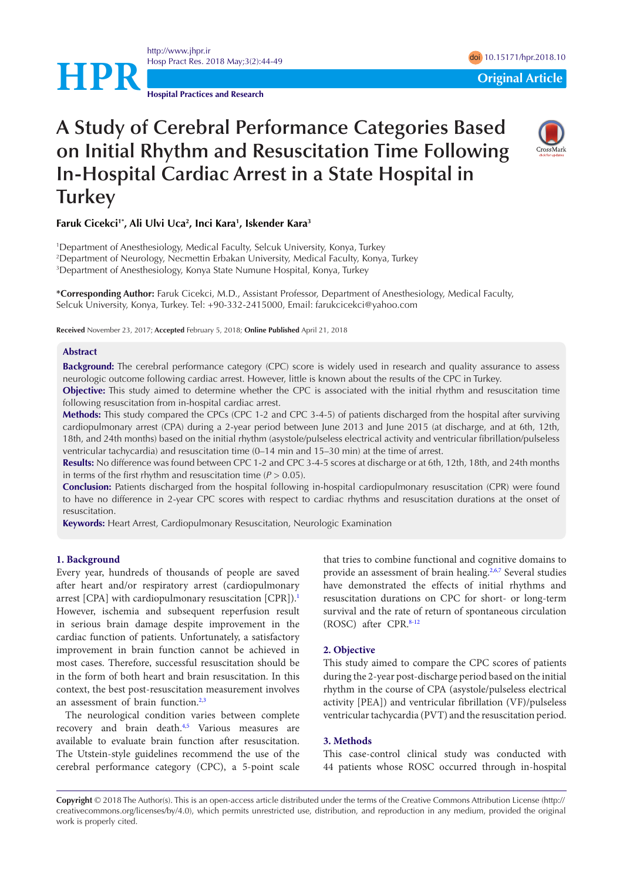Original Article

# A Study of Cerebral Performance Categories Based on Initial Rhythm and Resuscitation Time Following In-Hospital Cardiac Arrest in a State Hospital in Turkey

**Faruk Cicekci[1*], Ali Ulvi Uca[2], Inci Kara[1], Iskender Kara[3]**

[1]Department of Anesthesiology, Medical Faculty, Selcuk University, Konya, Turkey
[2]Department of Neurology, Necmettin Erbakan University, Medical Faculty, Konya, Turkey
[3]Department of Anesthesiology, Konya State Numune Hospital, Konya, Turkey

**\*Corresponding Author:** Faruk Cicekci, M.D., Assistant Professor, Department of Anesthesiology, Medical Faculty, Selcuk University, Konya, Turkey. Tel: +90-332-2415000, Email: farukcicekci@yahoo.com

**Received** November 23, 2017; **Accepted** February 5, 2018; **Online Published** April 21, 2018

## Abstract

**Background:** The cerebral performance category (CPC) score is widely used in research and quality assurance to assess neurologic outcome following cardiac arrest. However, little is known about the results of the CPC in Turkey.

**Objective:** This study aimed to determine whether the CPC is associated with the initial rhythm and resuscitation time following resuscitation from in-hospital cardiac arrest.

**Methods:** This study compared the CPCs (CPC 1-2 and CPC 3-4-5) of patients discharged from the hospital after surviving cardiopulmonary arrest (CPA) during a 2-year period between June 2013 and June 2015 (at discharge, and at 6th, 12th, 18th, and 24th months) based on the initial rhythm (asystole/pulseless electrical activity and ventricular fibrillation/pulseless ventricular tachycardia) and resuscitation time (0–14 min and 15–30 min) at the time of arrest.

**Results:** No difference was found between CPC 1-2 and CPC 3-4-5 scores at discharge or at 6th, 12th, 18th, and 24th months in terms of the first rhythm and resuscitation time ($P > 0.05$).

**Conclusion:** Patients discharged from the hospital following in-hospital cardiopulmonary resuscitation (CPR) were found to have no difference in 2-year CPC scores with respect to cardiac rhythms and resuscitation durations at the onset of resuscitation.

**Keywords:** Heart Arrest, Cardiopulmonary Resuscitation, Neurologic Examination

## 1. Background

Every year, hundreds of thousands of people are saved after heart and/or respiratory arrest (cardiopulmonary arrest [CPA] with cardiopulmonary resuscitation [CPR]).[1] However, ischemia and subsequent reperfusion result in serious brain damage despite improvement in the cardiac function of patients. Unfortunately, a satisfactory improvement in brain function cannot be achieved in most cases. Therefore, successful resuscitation should be in the form of both heart and brain resuscitation. In this context, the best post-resuscitation measurement involves an assessment of brain function.[2,3]

The neurological condition varies between complete recovery and brain death.[4,5] Various measures are available to evaluate brain function after resuscitation. The Utstein-style guidelines recommend the use of the cerebral performance category (CPC), a 5-point scale that tries to combine functional and cognitive domains to provide an assessment of brain healing.[2,6,7] Several studies have demonstrated the effects of initial rhythms and resuscitation durations on CPC for short- or long-term survival and the rate of return of spontaneous circulation (ROSC) after CPR.[8-12]

## 2. Objective

This study aimed to compare the CPC scores of patients during the 2-year post-discharge period based on the initial rhythm in the course of CPA (asystole/pulseless electrical activity [PEA]) and ventricular fibrillation (VF)/pulseless ventricular tachycardia (PVT) and the resuscitation period.

## 3. Methods

This case-control clinical study was conducted with 44 patients whose ROSC occurred through in-hospital

**Copyright** © 2018 The Author(s). This is an open-access article distributed under the terms of the Creative Commons Attribution License (http://creativecommons.org/licenses/by/4.0), which permits unrestricted use, distribution, and reproduction in any medium, provided the original work is properly cited.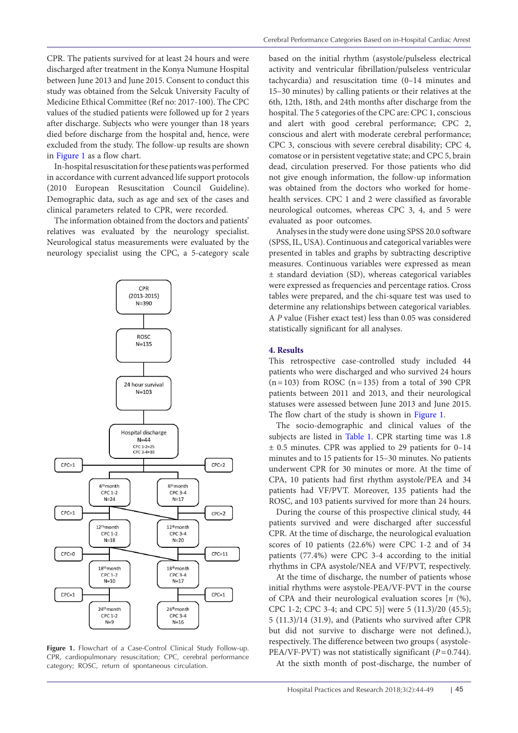CPR. The patients survived for at least 24 hours and were discharged after treatment in the Konya Numune Hospital between June 2013 and June 2015. Consent to conduct this study was obtained from the Selcuk University Faculty of Medicine Ethical Committee (Ref no: 2017-100). The CPC values of the studied patients were followed up for 2 years after discharge. Subjects who were younger than 18 years died before discharge from the hospital and, hence, were excluded from the study. The follow-up results are shown in Figure 1 as a flow chart.

In-hospital resuscitation for these patients was performed in accordance with current advanced life support protocols (2010 European Resuscitation Council Guideline). Demographic data, such as age and sex of the cases and clinical parameters related to CPR, were recorded.

The information obtained from the doctors and patients' relatives was evaluated by the neurology specialist. Neurological status measurements were evaluated by the neurology specialist using the CPC, a 5-category scale based on the initial rhythm (asystole/pulseless electrical activity and ventricular fibrillation/pulseless ventricular tachycardia) and resuscitation time (0–14 minutes and 15–30 minutes) by calling patients or their relatives at the 6th, 12th, 18th, and 24th months after discharge from the hospital. The 5 categories of the CPC are: CPC 1, conscious and alert with good cerebral performance; CPC 2, conscious and alert with moderate cerebral performance; CPC 3, conscious with severe cerebral disability; CPC 4, comatose or in persistent vegetative state; and CPC 5, brain dead, circulation preserved. For those patients who did not give enough information, the follow-up information was obtained from the doctors who worked for home-health services. CPC 1 and 2 were classified as favorable neurological outcomes, whereas CPC 3, 4, and 5 were evaluated as poor outcomes.

Analyses in the study were done using SPSS 20.0 software (SPSS, IL, USA). Continuous and categorical variables were presented in tables and graphs by subtracting descriptive measures. Continuous variables were expressed as mean ± standard deviation (SD), whereas categorical variables were expressed as frequencies and percentage ratios. Cross tables were prepared, and the chi-square test was used to determine any relationships between categorical variables. A $P$ value (Fisher exact test) less than 0.05 was considered statistically significant for all analyses.

CPR (2013-2015) N=390 → ROSC N=135 → 24 hour survival N=103 → Hospital discharge N=44 (CPC 1-2=25, CPC 3-4=19)

| Time point | CPC 1-2 | CPC 3-4 |
|---|---|---|
| Deaths before 6th month | CPC=1 | CPC=2 |
| 6th month | N=24 | N=17 |
| Deaths before 12th month | CPC=1 | CPC=2 |
| 12th month | N=18 | N=20 |
| Deaths before 18th month | CPC=0 | CPC=11 |
| 18th month | N=10 | N=17 |
| Deaths before 24th month | CPC=1 | CPC=1 |
| 24th month | N=9 | N=16 |

**Figure 1.** Flowchart of a Case-Control Clinical Study Follow-up. CPR, cardiopulmonary resuscitation; CPC, cerebral performance category; ROSC, return of spontaneous circulation.

## 4. Results

This retrospective case-controlled study included 44 patients who were discharged and who survived 24 hours (n = 103) from ROSC (n = 135) from a total of 390 CPR patients between 2011 and 2013, and their neurological statuses were assessed between June 2013 and June 2015. The flow chart of the study is shown in Figure 1.

The socio-demographic and clinical values of the subjects are listed in Table 1. CPR starting time was 1.8 ± 0.5 minutes. CPR was applied to 29 patients for 0–14 minutes and to 15 patients for 15–30 minutes. No patients underwent CPR for 30 minutes or more. At the time of CPA, 10 patients had first rhythm asystole/PEA and 34 patients had VF/PVT. Moreover, 135 patients had the ROSC, and 103 patients survived for more than 24 hours.

During the course of this prospective clinical study, 44 patients survived and were discharged after successful CPR. At the time of discharge, the neurological evaluation scores of 10 patients (22.6%) were CPC 1-2 and of 34 patients (77.4%) were CPC 3-4 according to the initial rhythms in CPA asystole/NEA and VF/PVT, respectively.

At the time of discharge, the number of patients whose initial rhythms were asystole-PEA/VF-PVT in the course of CPA and their neurological evaluation scores [$n$ (%), CPC 1-2; CPC 3-4; and CPC 5)] were 5 (11.3)/20 (45.5); 5 (11.3)/14 (31.9), and (Patients who survived after CPR but did not survive to discharge were not defined.), respectively. The difference between two groups ( asystole-PEA/VF-PVT) was not statistically significant ($P$ = 0.744).

At the sixth month of post-discharge, the number of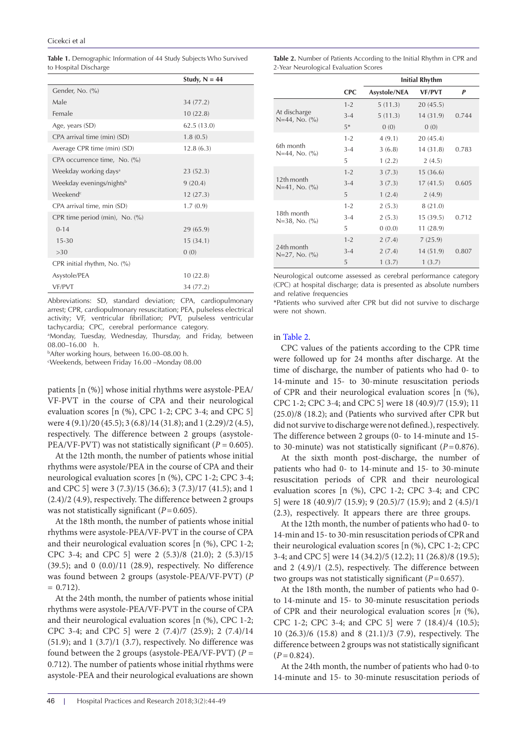**Table 1.** Demographic Information of 44 Study Subjects Who Survived to Hospital Discharge

| | Study, N = 44 |
|---|---|
| Gender, No. (%) | |
| Male | 34 (77.2) |
| Female | 10 (22.8) |
| Age, years (SD) | 62.5 (13.0) |
| CPA arrival time (min) (SD) | 1.8 (0.5) |
| Average CPR time (min) (SD) | 12.8 (6.3) |
| CPA occurrence time, No. (%) | |
| Weekday working days[a] | 23 (52.3) |
| Weekday evenings/nights[b] | 9 (20.4) |
| Weekend[c] | 12 (27.3) |
| CPA arrival time, min (SD) | 1.7 (0.9) |
| CPR time period (min), No. (%) | |
| 0-14 | 29 (65.9) |
| 15-30 | 15 (34.1) |
| >30 | 0 (0) |
| CPR initial rhythm, No. (%) | |
| Asystole/PEA | 10 (22.8) |
| VF/PVT | 34 (77.2) |

Abbreviations: SD, standard deviation; CPA, cardiopulmonary arrest; CPR, cardiopulmonary resuscitation; PEA, pulseless electrical activity; VF, ventricular fibrillation; PVT, pulseless ventricular tachycardia; CPC, cerebral performance category.

[a]Monday, Tuesday, Wednesday, Thursday, and Friday, between 08.00–16.00 h.

[b]After working hours, between 16.00–08.00 h.

[c]Weekends, between Friday 16.00 –Monday 08.00

patients [n (%)] whose initial rhythms were asystole-PEA/VF-PVT in the course of CPA and their neurological evaluation scores [n (%), CPC 1-2; CPC 3-4; and CPC 5] were 4 (9.1)/20 (45.5); 3 (6.8)/14 (31.8); and 1 (2.29)/2 (4.5), respectively. The difference between 2 groups (asystole-PEA/VF-PVT) was not statistically significant ($P = 0.605$).

At the 12th month, the number of patients whose initial rhythms were asystole/PEA in the course of CPA and their neurological evaluation scores [n (%), CPC 1-2; CPC 3-4; and CPC 5] were 3 (7.3)/15 (36.6); 3 (7.3)/17 (41.5); and 1 (2.4)/2 (4.9), respectively. The difference between 2 groups was not statistically significant ($P = 0.605$).

At the 18th month, the number of patients whose initial rhythms were asystole-PEA/VF-PVT in the course of CPA and their neurological evaluation scores [n (%), CPC 1-2; CPC 3-4; and CPC 5] were 2 (5.3)/8 (21.0); 2 (5.3)/15 (39.5); and 0 (0.0)/11 (28.9), respectively. No difference was found between 2 groups (asystole-PEA/VF-PVT) ($P = 0.712$).

At the 24th month, the number of patients whose initial rhythms were asystole-PEA/VF-PVT in the course of CPA and their neurological evaluation scores [n (%), CPC 1-2; CPC 3-4; and CPC 5] were 2 (7.4)/7 (25.9); 2 (7.4)/14 (51.9); and 1 (3.7)/1 (3.7), respectively. No difference was found between the 2 groups (asystole-PEA/VF-PVT) ($P = 0.712$). The number of patients whose initial rhythms were asystole-PEA and their neurological evaluations are shown in Table 2.

**Table 2.** Number of Patients According to the Initial Rhythm in CPR and 2-Year Neurological Evaluation Scores

| | | Initial Rhythm | | |
|---|---|---|---|---|
| | CPC | Asystole/NEA | VF/PVT | P |
| At discharge N=44, No. (%) | 1-2 | 5 (11.3) | 20 (45.5) | 0.744 |
| | 3-4 | 5 (11.3) | 14 (31.9) | |
| | 5* | 0 (0) | 0 (0) | |
| 6th month N=44, No. (%) | 1-2 | 4 (9.1) | 20 (45.4) | 0.783 |
| | 3-4 | 3 (6.8) | 14 (31.8) | |
| | 5 | 1 (2.2) | 2 (4.5) | |
| 12th month N=41, No. (%) | 1-2 | 3 (7.3) | 15 (36.6) | 0.605 |
| | 3-4 | 3 (7.3) | 17 (41.5) | |
| | 5 | 1 (2.4) | 2 (4.9) | |
| 18th month N=38, No. (%) | 1-2 | 2 (5.3) | 8 (21.0) | 0.712 |
| | 3-4 | 2 (5.3) | 15 (39.5) | |
| | 5 | 0 (0.0) | 11 (28.9) | |
| 24th month N=27, No. (%) | 1-2 | 2 (7.4) | 7 (25.9) | 0.807 |
| | 3-4 | 2 (7.4) | 14 (51.9) | |
| | 5 | 1 (3.7) | 1 (3.7) | |

Neurological outcome assessed as cerebral performance category (CPC) at hospital discharge; data is presented as absolute numbers and relative frequencies

*Patients who survived after CPR but did not survive to discharge were not shown.

CPC values of the patients according to the CPR time were followed up for 24 months after discharge. At the time of discharge, the number of patients who had 0- to 14-minute and 15- to 30-minute resuscitation periods of CPR and their neurological evaluation scores [n (%), CPC 1-2; CPC 3-4; and CPC 5] were 18 (40.9)/7 (15.9); 11 (25.0)/8 (18.2); and (Patients who survived after CPR but did not survive to discharge were not defined.), respectively. The difference between 2 groups (0- to 14-minute and 15- to 30-minute) was not statistically significant ($P = 0.876$).

At the sixth month post-discharge, the number of patients who had 0- to 14-minute and 15- to 30-minute resuscitation periods of CPR and their neurological evaluation scores [n (%), CPC 1-2; CPC 3-4; and CPC 5] were 18 (40.9)/7 (15.9); 9 (20.5)/7 (15.9); and 2 (4.5)/1 (2.3), respectively. It appears there are three groups.

At the 12th month, the number of patients who had 0- to 14-min and 15- to 30-min resuscitation periods of CPR and their neurological evaluation scores [n (%), CPC 1-2; CPC 3-4; and CPC 5] were 14 (34.2)/5 (12.2); 11 (26.8)/8 (19.5); and 2 (4.9)/1 (2.5), respectively. The difference between two groups was not statistically significant ($P = 0.657$).

At the 18th month, the number of patients who had 0- to 14-minute and 15- to 30-minute resuscitation periods of CPR and their neurological evaluation scores [*n* (%), CPC 1-2; CPC 3-4; and CPC 5] were 7 (18.4)/4 (10.5); 10 (26.3)/6 (15.8) and 8 (21.1)/3 (7.9), respectively. The difference between 2 groups was not statistically significant ($P = 0.824$).

At the 24th month, the number of patients who had 0-to 14-minute and 15- to 30-minute resuscitation periods of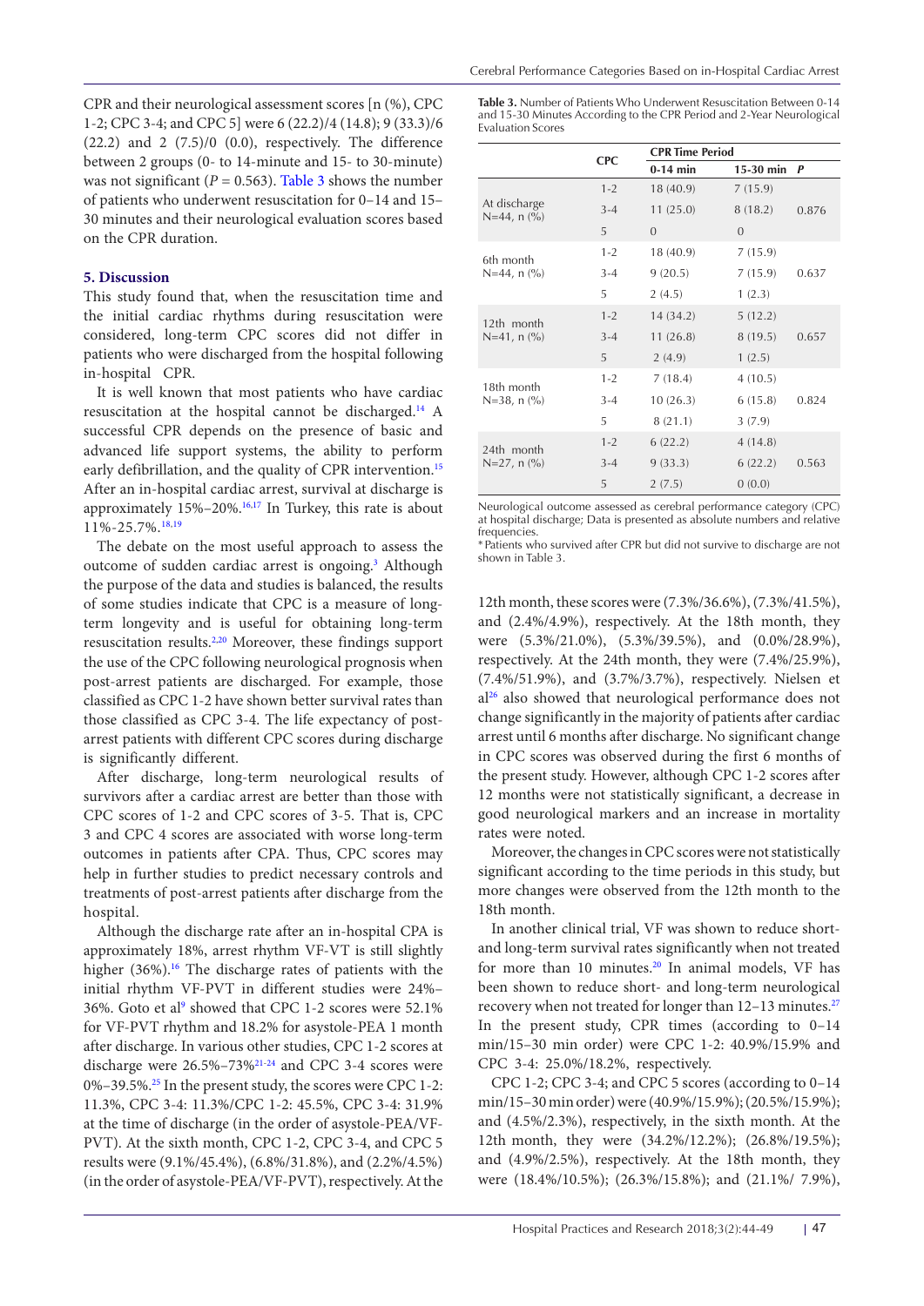CPR and their neurological assessment scores [n (%), CPC 1-2; CPC 3-4; and CPC 5] were 6 (22.2)/4 (14.8); 9 (33.3)/6 (22.2) and 2 (7.5)/0 (0.0), respectively. The difference between 2 groups (0- to 14-minute and 15- to 30-minute) was not significant ($P$ = 0.563). Table 3 shows the number of patients who underwent resuscitation for 0–14 and 15–30 minutes and their neurological evaluation scores based on the CPR duration.

## 5. Discussion

This study found that, when the resuscitation time and the initial cardiac rhythms during resuscitation were considered, long-term CPC scores did not differ in patients who were discharged from the hospital following in-hospital CPR.

It is well known that most patients who have cardiac resuscitation at the hospital cannot be discharged.[14] A successful CPR depends on the presence of basic and advanced life support systems, the ability to perform early defibrillation, and the quality of CPR intervention.[15] After an in-hospital cardiac arrest, survival at discharge is approximately 15%–20%.[16,17] In Turkey, this rate is about 11%-25.7%.[18,19]

The debate on the most useful approach to assess the outcome of sudden cardiac arrest is ongoing.[3] Although the purpose of the data and studies is balanced, the results of some studies indicate that CPC is a measure of long-term longevity and is useful for obtaining long-term resuscitation results.[2,20] Moreover, these findings support the use of the CPC following neurological prognosis when post-arrest patients are discharged. For example, those classified as CPC 1-2 have shown better survival rates than those classified as CPC 3-4. The life expectancy of post-arrest patients with different CPC scores during discharge is significantly different.

After discharge, long-term neurological results of survivors after a cardiac arrest are better than those with CPC scores of 1-2 and CPC scores of 3-5. That is, CPC 3 and CPC 4 scores are associated with worse long-term outcomes in patients after CPA. Thus, CPC scores may help in further studies to predict necessary controls and treatments of post-arrest patients after discharge from the hospital.

Although the discharge rate after an in-hospital CPA is approximately 18%, arrest rhythm VF-VT is still slightly higher (36%).[16] The discharge rates of patients with the initial rhythm VF-PVT in different studies were 24%–36%. Goto et al[9] showed that CPC 1-2 scores were 52.1% for VF-PVT rhythm and 18.2% for asystole-PEA 1 month after discharge. In various other studies, CPC 1-2 scores at discharge were 26.5%–73%[21-24] and CPC 3-4 scores were 0%–39.5%.[25] In the present study, the scores were CPC 1-2: 11.3%, CPC 3-4: 11.3%/CPC 1-2: 45.5%, CPC 3-4: 31.9% at the time of discharge (in the order of asystole-PEA/VF-PVT). At the sixth month, CPC 1-2, CPC 3-4, and CPC 5 results were (9.1%/45.4%), (6.8%/31.8%), and (2.2%/4.5%) (in the order of asystole-PEA/VF-PVT), respectively. At the 12th month, these scores were (7.3%/36.6%), (7.3%/41.5%), and (2.4%/4.9%), respectively. At the 18th month, they were (5.3%/21.0%), (5.3%/39.5%), and (0.0%/28.9%), respectively. At the 24th month, they were (7.4%/25.9%), (7.4%/51.9%), and (3.7%/3.7%), respectively. Nielsen et al[26] also showed that neurological performance does not change significantly in the majority of patients after cardiac arrest until 6 months after discharge. No significant change in CPC scores was observed during the first 6 months of the present study. However, although CPC 1-2 scores after 12 months were not statistically significant, a decrease in good neurological markers and an increase in mortality rates were noted.

Moreover, the changes in CPC scores were not statistically significant according to the time periods in this study, but more changes were observed from the 12th month to the 18th month.

In another clinical trial, VF was shown to reduce short- and long-term survival rates significantly when not treated for more than 10 minutes.[20] In animal models, VF has been shown to reduce short- and long-term neurological recovery when not treated for longer than 12–13 minutes.[27] In the present study, CPR times (according to 0–14 min/15–30 min order) were CPC 1-2: 40.9%/15.9% and CPC 3-4: 25.0%/18.2%, respectively.

CPC 1-2; CPC 3-4; and CPC 5 scores (according to 0–14 min/15–30 min order) were (40.9%/15.9%); (20.5%/15.9%); and (4.5%/2.3%), respectively, in the sixth month. At the 12th month, they were (34.2%/12.2%); (26.8%/19.5%); and (4.9%/2.5%), respectively. At the 18th month, they were (18.4%/10.5%); (26.3%/15.8%); and (21.1%/ 7.9%),

**Table 3.** Number of Patients Who Underwent Resuscitation Between 0-14 and 15-30 Minutes According to the CPR Period and 2-Year Neurological Evaluation Scores

| | CPC | CPR Time Period | | |
|---|---|---|---|---|
| | | **0-14 min** | **15-30 min** | ***P*** |
| At discharge N=44, n (%) | 1-2 | 18 (40.9) | 7 (15.9) | 0.876 |
| | 3-4 | 11 (25.0) | 8 (18.2) | |
| | 5 | 0 | 0 | |
| 6th month N=44, n (%) | 1-2 | 18 (40.9) | 7 (15.9) | 0.637 |
| | 3-4 | 9 (20.5) | 7 (15.9) | |
| | 5 | 2 (4.5) | 1 (2.3) | |
| 12th month N=41, n (%) | 1-2 | 14 (34.2) | 5 (12.2) | 0.657 |
| | 3-4 | 11 (26.8) | 8 (19.5) | |
| | 5 | 2 (4.9) | 1 (2.5) | |
| 18th month N=38, n (%) | 1-2 | 7 (18.4) | 4 (10.5) | 0.824 |
| | 3-4 | 10 (26.3) | 6 (15.8) | |
| | 5 | 8 (21.1) | 3 (7.9) | |
| 24th month N=27, n (%) | 1-2 | 6 (22.2) | 4 (14.8) | 0.563 |
| | 3-4 | 9 (33.3) | 6 (22.2) | |
| | 5 | 2 (7.5) | 0 (0.0) | |

Neurological outcome assessed as cerebral performance category (CPC) at hospital discharge; Data is presented as absolute numbers and relative frequencies.

* Patients who survived after CPR but did not survive to discharge are not shown in Table 3.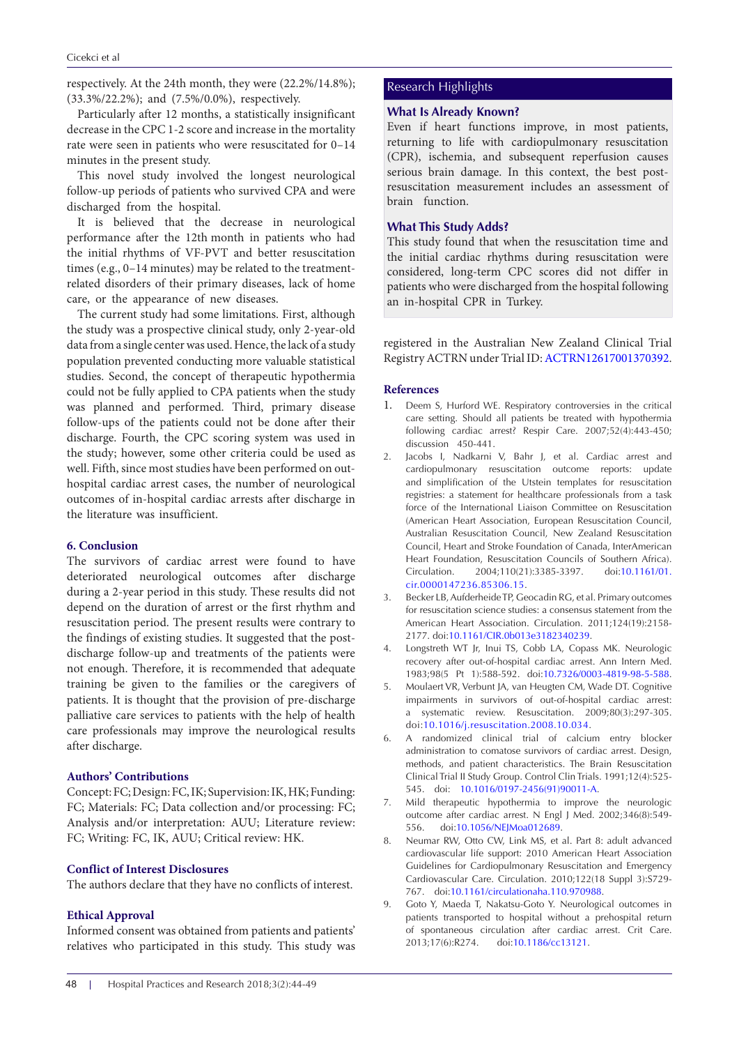respectively. At the 24th month, they were (22.2%/14.8%); (33.3%/22.2%); and (7.5%/0.0%), respectively.

Particularly after 12 months, a statistically insignificant decrease in the CPC 1-2 score and increase in the mortality rate were seen in patients who were resuscitated for 0–14 minutes in the present study.

This novel study involved the longest neurological follow-up periods of patients who survived CPA and were discharged from the hospital.

It is believed that the decrease in neurological performance after the 12th month in patients who had the initial rhythms of VF-PVT and better resuscitation times (e.g., 0–14 minutes) may be related to the treatment-related disorders of their primary diseases, lack of home care, or the appearance of new diseases.

The current study had some limitations. First, although the study was a prospective clinical study, only 2-year-old data from a single center was used. Hence, the lack of a study population prevented conducting more valuable statistical studies. Second, the concept of therapeutic hypothermia could not be fully applied to CPA patients when the study was planned and performed. Third, primary disease follow-ups of the patients could not be done after their discharge. Fourth, the CPC scoring system was used in the study; however, some other criteria could be used as well. Fifth, since most studies have been performed on out-hospital cardiac arrest cases, the number of neurological outcomes of in-hospital cardiac arrests after discharge in the literature was insufficient.

## 6. Conclusion

The survivors of cardiac arrest were found to have deteriorated neurological outcomes after discharge during a 2-year period in this study. These results did not depend on the duration of arrest or the first rhythm and resuscitation period. The present results were contrary to the findings of existing studies. It suggested that the post-discharge follow-up and treatments of the patients were not enough. Therefore, it is recommended that adequate training be given to the families or the caregivers of patients. It is thought that the provision of pre-discharge palliative care services to patients with the help of health care professionals may improve the neurological results after discharge.

## Authors' Contributions

Concept: FC; Design: FC, IK; Supervision: IK, HK; Funding: FC; Materials: FC; Data collection and/or processing: FC; Analysis and/or interpretation: AUU; Literature review: FC; Writing: FC, IK, AUU; Critical review: HK.

## Conflict of Interest Disclosures

The authors declare that they have no conflicts of interest.

## Ethical Approval

Informed consent was obtained from patients and patients' relatives who participated in this study. This study was registered in the Australian New Zealand Clinical Trial Registry ACTRN under Trial ID: ACTRN12617001370392.

## Research Highlights

### What Is Already Known?

Even if heart functions improve, in most patients, returning to life with cardiopulmonary resuscitation (CPR), ischemia, and subsequent reperfusion causes serious brain damage. In this context, the best post-resuscitation measurement includes an assessment of brain function.

### What This Study Adds?

This study found that when the resuscitation time and the initial cardiac rhythms during resuscitation were considered, long-term CPC scores did not differ in patients who were discharged from the hospital following an in-hospital CPR in Turkey.

## References

1. Deem S, Hurford WE. Respiratory controversies in the critical care setting. Should all patients be treated with hypothermia following cardiac arrest? Respir Care. 2007;52(4):443-450; discussion 450-441.
2. Jacobs I, Nadkarni V, Bahr J, et al. Cardiac arrest and cardiopulmonary resuscitation outcome reports: update and simplification of the Utstein templates for resuscitation registries: a statement for healthcare professionals from a task force of the International Liaison Committee on Resuscitation (American Heart Association, European Resuscitation Council, Australian Resuscitation Council, New Zealand Resuscitation Council, Heart and Stroke Foundation of Canada, InterAmerican Heart Foundation, Resuscitation Councils of Southern Africa). Circulation. 2004;110(21):3385-3397. doi:10.1161/01.cir.0000147236.85306.15.
3. Becker LB, Aufderheide TP, Geocadin RG, et al. Primary outcomes for resuscitation science studies: a consensus statement from the American Heart Association. Circulation. 2011;124(19):2158-2177. doi:10.1161/CIR.0b013e3182340239.
4. Longstreth WT Jr, Inui TS, Cobb LA, Copass MK. Neurologic recovery after out-of-hospital cardiac arrest. Ann Intern Med. 1983;98(5 Pt 1):588-592. doi:10.7326/0003-4819-98-5-588.
5. Moulaert VR, Verbunt JA, van Heugten CM, Wade DT. Cognitive impairments in survivors of out-of-hospital cardiac arrest: a systematic review. Resuscitation. 2009;80(3):297-305. doi:10.1016/j.resuscitation.2008.10.034.
6. A randomized clinical trial of calcium entry blocker administration to comatose survivors of cardiac arrest. Design, methods, and patient characteristics. The Brain Resuscitation Clinical Trial II Study Group. Control Clin Trials. 1991;12(4):525-545. doi: 10.1016/0197-2456(91)90011-A.
7. Mild therapeutic hypothermia to improve the neurologic outcome after cardiac arrest. N Engl J Med. 2002;346(8):549-556. doi:10.1056/NEJMoa012689.
8. Neumar RW, Otto CW, Link MS, et al. Part 8: adult advanced cardiovascular life support: 2010 American Heart Association Guidelines for Cardiopulmonary Resuscitation and Emergency Cardiovascular Care. Circulation. 2010;122(18 Suppl 3):S729-767. doi:10.1161/circulationaha.110.970988.
9. Goto Y, Maeda T, Nakatsu-Goto Y. Neurological outcomes in patients transported to hospital without a prehospital return of spontaneous circulation after cardiac arrest. Crit Care. 2013;17(6):R274. doi:10.1186/cc13121.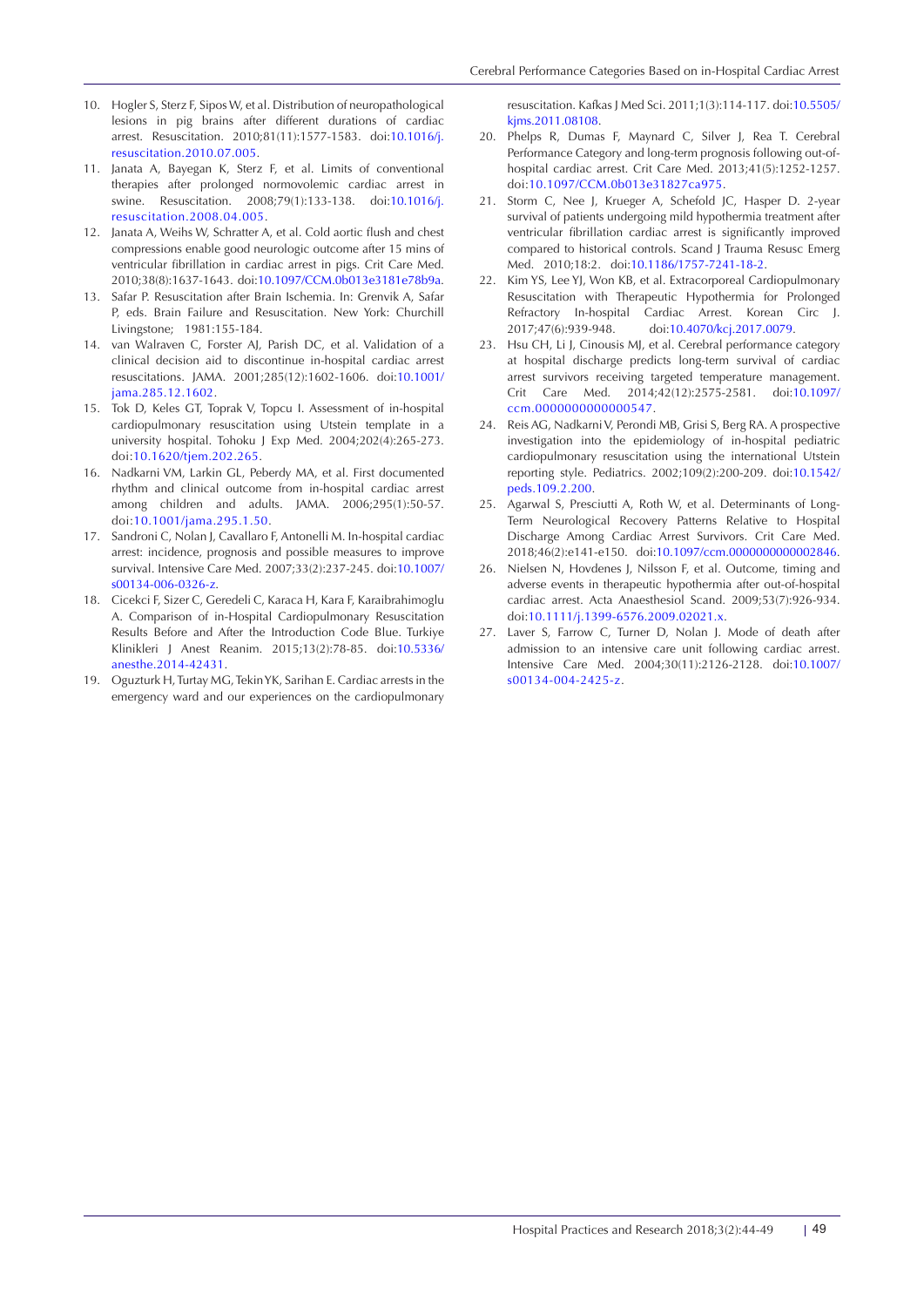10. Hogler S, Sterz F, Sipos W, et al. Distribution of neuropathological lesions in pig brains after different durations of cardiac arrest. Resuscitation. 2010;81(11):1577-1583. doi:10.1016/j.resuscitation.2010.07.005.
11. Janata A, Bayegan K, Sterz F, et al. Limits of conventional therapies after prolonged normovolemic cardiac arrest in swine. Resuscitation. 2008;79(1):133-138. doi:10.1016/j.resuscitation.2008.04.005.
12. Janata A, Weihs W, Schratter A, et al. Cold aortic flush and chest compressions enable good neurologic outcome after 15 mins of ventricular fibrillation in cardiac arrest in pigs. Crit Care Med. 2010;38(8):1637-1643. doi:10.1097/CCM.0b013e3181e78b9a.
13. Safar P. Resuscitation after Brain Ischemia. In: Grenvik A, Safar P, eds. Brain Failure and Resuscitation. New York: Churchill Livingstone; 1981:155-184.
14. van Walraven C, Forster AJ, Parish DC, et al. Validation of a clinical decision aid to discontinue in-hospital cardiac arrest resuscitations. JAMA. 2001;285(12):1602-1606. doi:10.1001/jama.285.12.1602.
15. Tok D, Keles GT, Toprak V, Topcu I. Assessment of in-hospital cardiopulmonary resuscitation using Utstein template in a university hospital. Tohoku J Exp Med. 2004;202(4):265-273. doi:10.1620/tjem.202.265.
16. Nadkarni VM, Larkin GL, Peberdy MA, et al. First documented rhythm and clinical outcome from in-hospital cardiac arrest among children and adults. JAMA. 2006;295(1):50-57. doi:10.1001/jama.295.1.50.
17. Sandroni C, Nolan J, Cavallaro F, Antonelli M. In-hospital cardiac arrest: incidence, prognosis and possible measures to improve survival. Intensive Care Med. 2007;33(2):237-245. doi:10.1007/s00134-006-0326-z.
18. Cicekci F, Sizer C, Geredeli C, Karaca H, Kara F, Karaibrahimoglu A. Comparison of in-Hospital Cardiopulmonary Resuscitation Results Before and After the Introduction Code Blue. Turkiye Klinikleri J Anest Reanim. 2015;13(2):78-85. doi:10.5336/anesthe.2014-42431.
19. Oguzturk H, Turtay MG, Tekin YK, Sarihan E. Cardiac arrests in the emergency ward and our experiences on the cardiopulmonary resuscitation. Kafkas J Med Sci. 2011;1(3):114-117. doi:10.5505/kjms.2011.08108.
20. Phelps R, Dumas F, Maynard C, Silver J, Rea T. Cerebral Performance Category and long-term prognosis following out-of-hospital cardiac arrest. Crit Care Med. 2013;41(5):1252-1257. doi:10.1097/CCM.0b013e31827ca975.
21. Storm C, Nee J, Krueger A, Schefold JC, Hasper D. 2-year survival of patients undergoing mild hypothermia treatment after ventricular fibrillation cardiac arrest is significantly improved compared to historical controls. Scand J Trauma Resusc Emerg Med. 2010;18:2. doi:10.1186/1757-7241-18-2.
22. Kim YS, Lee YJ, Won KB, et al. Extracorporeal Cardiopulmonary Resuscitation with Therapeutic Hypothermia for Prolonged Refractory In-hospital Cardiac Arrest. Korean Circ J. 2017;47(6):939-948. doi:10.4070/kcj.2017.0079.
23. Hsu CH, Li J, Cinousis MJ, et al. Cerebral performance category at hospital discharge predicts long-term survival of cardiac arrest survivors receiving targeted temperature management. Crit Care Med. 2014;42(12):2575-2581. doi:10.1097/ccm.0000000000000547.
24. Reis AG, Nadkarni V, Perondi MB, Grisi S, Berg RA. A prospective investigation into the epidemiology of in-hospital pediatric cardiopulmonary resuscitation using the international Utstein reporting style. Pediatrics. 2002;109(2):200-209. doi:10.1542/peds.109.2.200.
25. Agarwal S, Presciutti A, Roth W, et al. Determinants of Long-Term Neurological Recovery Patterns Relative to Hospital Discharge Among Cardiac Arrest Survivors. Crit Care Med. 2018;46(2):e141-e150. doi:10.1097/ccm.0000000000002846.
26. Nielsen N, Hovdenes J, Nilsson F, et al. Outcome, timing and adverse events in therapeutic hypothermia after out-of-hospital cardiac arrest. Acta Anaesthesiol Scand. 2009;53(7):926-934. doi:10.1111/j.1399-6576.2009.02021.x.
27. Laver S, Farrow C, Turner D, Nolan J. Mode of death after admission to an intensive care unit following cardiac arrest. Intensive Care Med. 2004;30(11):2126-2128. doi:10.1007/s00134-004-2425-z.